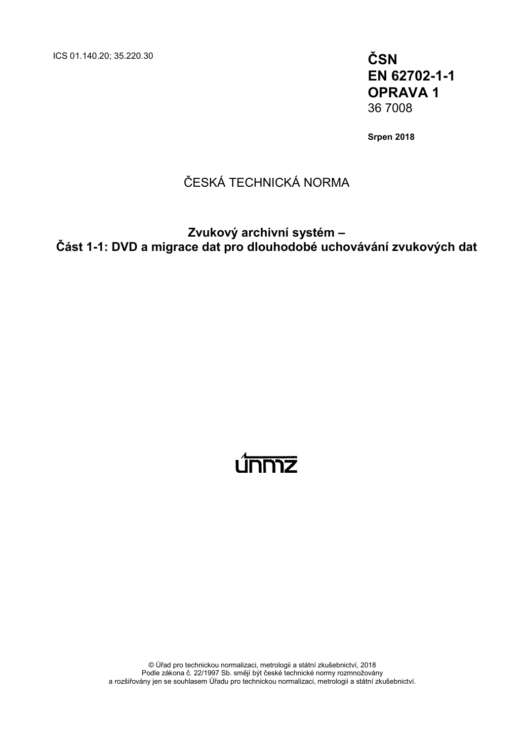ICS 01.140.20; 35.220.30

**ČSN**
**EN 62702-1-1**
**OPRAVA 1**
36 7008

**Srpen 2018**

ČESKÁ TECHNICKÁ NORMA

# Zvukový archivní systém – Část 1-1: DVD a migrace dat pro dlouhodobé uchovávání zvukových dat

ÚNMZ

© Úřad pro technickou normalizaci, metrologii a státní zkušebnictví, 2018
Podle zákona č. 22/1997 Sb. smějí být české technické normy rozmnožovány a rozšiřovány jen se souhlasem Úřadu pro technickou normalizaci, metrologii a státní zkušebnictví.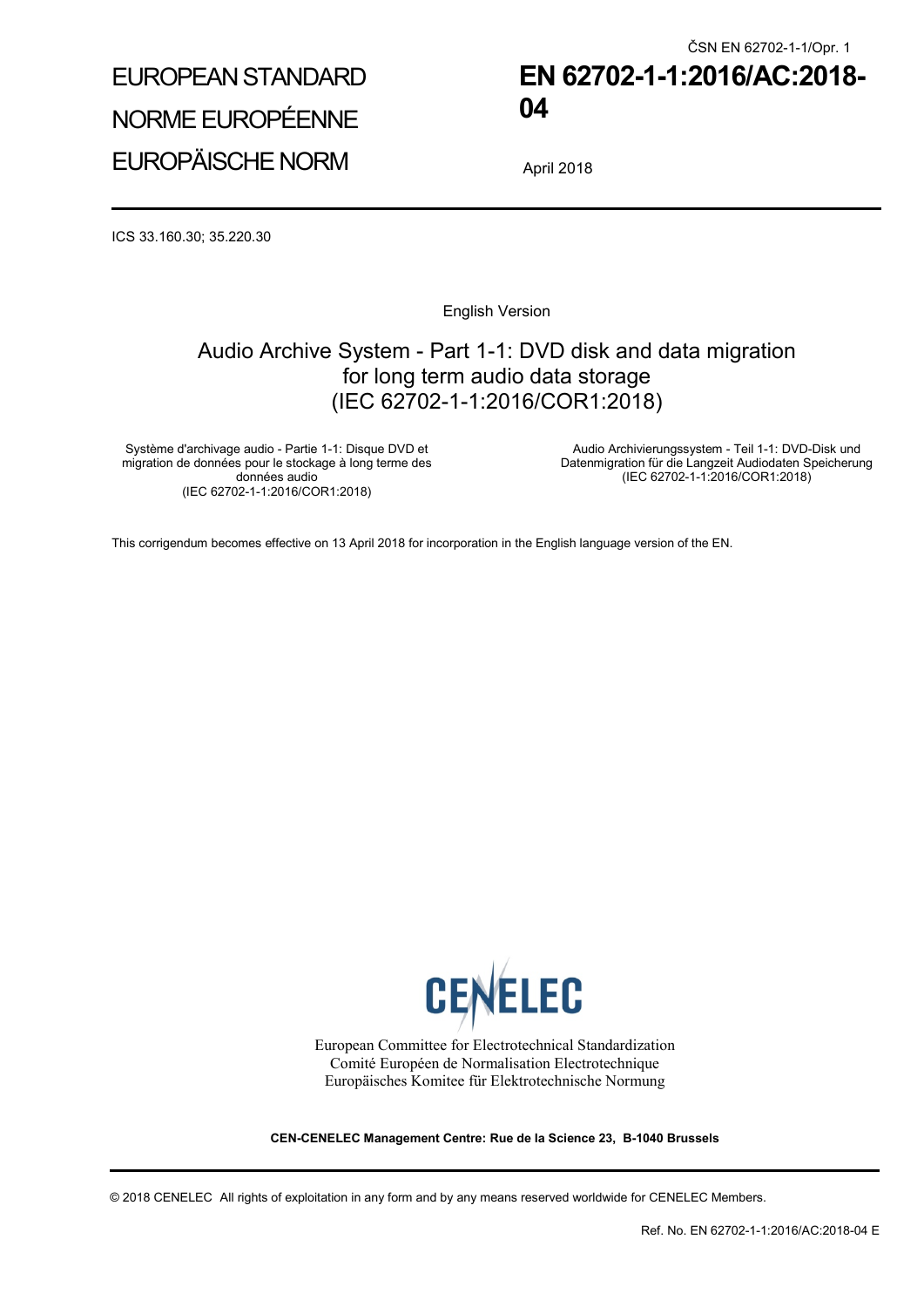ČSN EN 62702-1-1/Opr. 1

EUROPEAN STANDARD

NORME EUROPÉENNE

EUROPÄISCHE NORM

# EN 62702-1-1:2016/AC:2018-04

April 2018

ICS 33.160.30; 35.220.30

English Version

## Audio Archive System - Part 1-1: DVD disk and data migration for long term audio data storage (IEC 62702-1-1:2016/COR1:2018)

Système d'archivage audio - Partie 1-1: Disque DVD et migration de données pour le stockage à long terme des données audio (IEC 62702-1-1:2016/COR1:2018)

Audio Archivierungssystem - Teil 1-1: DVD-Disk und Datenmigration für die Langzeit Audiodaten Speicherung (IEC 62702-1-1:2016/COR1:2018)

This corrigendum becomes effective on 13 April 2018 for incorporation in the English language version of the EN.

CENELEC

European Committee for Electrotechnical Standardization
Comité Européen de Normalisation Electrotechnique
Europäisches Komitee für Elektrotechnische Normung

**CEN-CENELEC Management Centre: Rue de la Science 23, B-1040 Brussels**

© 2018 CENELEC All rights of exploitation in any form and by any means reserved worldwide for CENELEC Members.

Ref. No. EN 62702-1-1:2016/AC:2018-04 E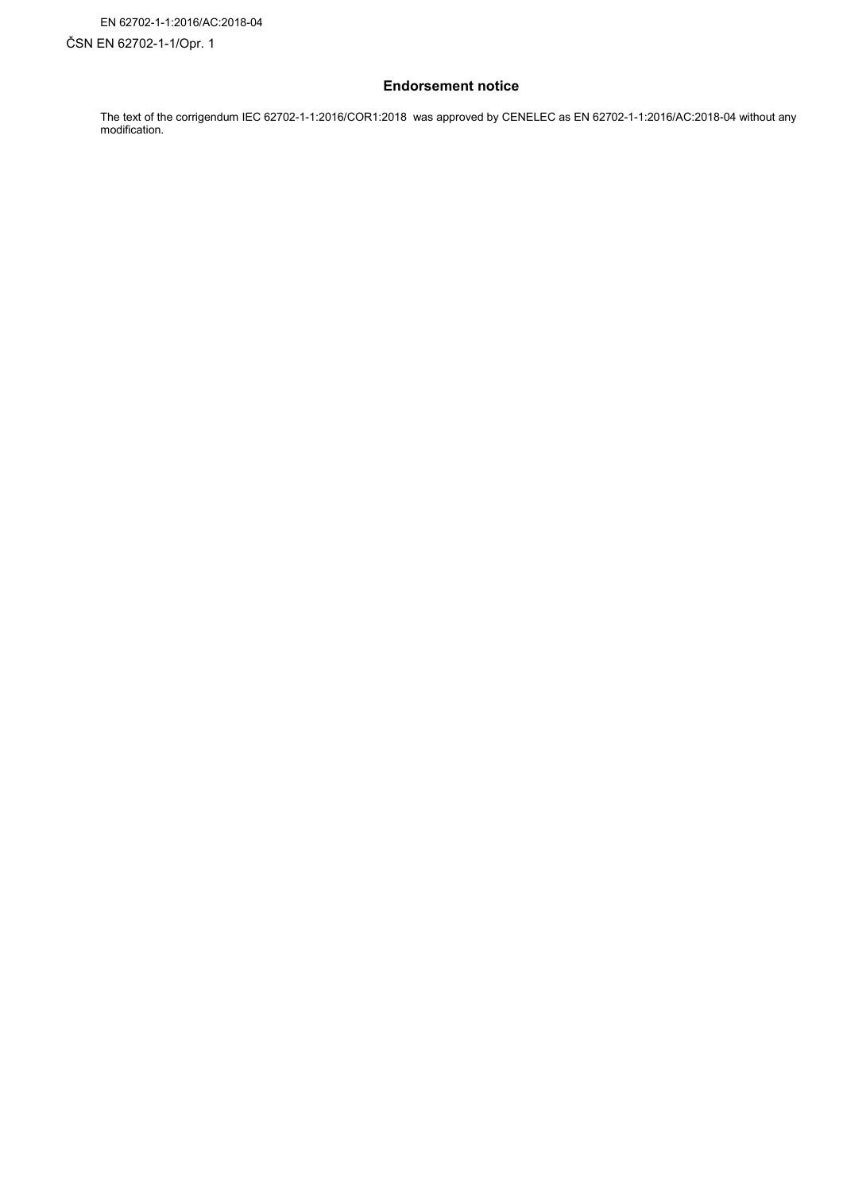## Endorsement notice

The text of the corrigendum IEC 62702-1-1:2016/COR1:2018 was approved by CENELEC as EN 62702-1-1:2016/AC:2018-04 without any modification.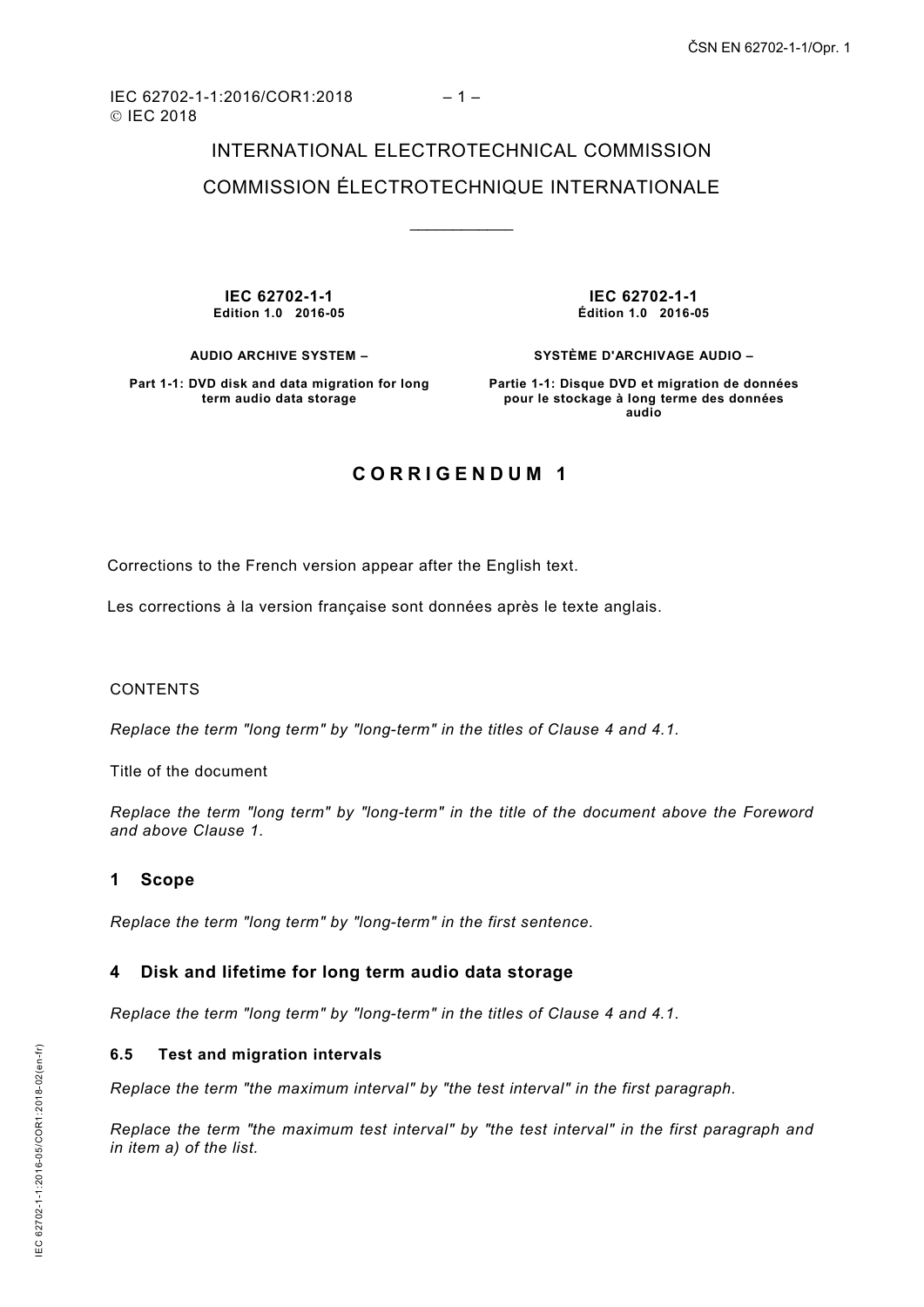IEC 62702-1-1:2016/COR1:2018
© IEC 2018

INTERNATIONAL ELECTROTECHNICAL COMMISSION

COMMISSION ÉLECTROTECHNIQUE INTERNATIONALE

\_\_\_\_\_\_\_\_\_\_\_\_

| **IEC 62702-1-1**<br>**Edition 1.0 2016-05** | **IEC 62702-1-1**<br>**Édition 1.0 2016-05** |
|---|---|
| **AUDIO ARCHIVE SYSTEM –** | **SYSTÈME D'ARCHIVAGE AUDIO –** |
| **Part 1-1: DVD disk and data migration for long term audio data storage** | **Partie 1-1: Disque DVD et migration de données pour le stockage à long terme des données audio** |

## CORRIGENDUM 1

Corrections to the French version appear after the English text.

Les corrections à la version française sont données après le texte anglais.

CONTENTS

*Replace the term "long term" by "long-term" in the titles of Clause 4 and 4.1.*

Title of the document

*Replace the term "long term" by "long-term" in the title of the document above the Foreword and above Clause 1.*

### 1 Scope

*Replace the term "long term" by "long-term" in the first sentence.*

### 4 Disk and lifetime for long term audio data storage

*Replace the term "long term" by "long-term" in the titles of Clause 4 and 4.1.*

#### 6.5 Test and migration intervals

*Replace the term "the maximum interval" by "the test interval" in the first paragraph.*

*Replace the term "the maximum test interval" by "the test interval" in the first paragraph and in item a) of the list.*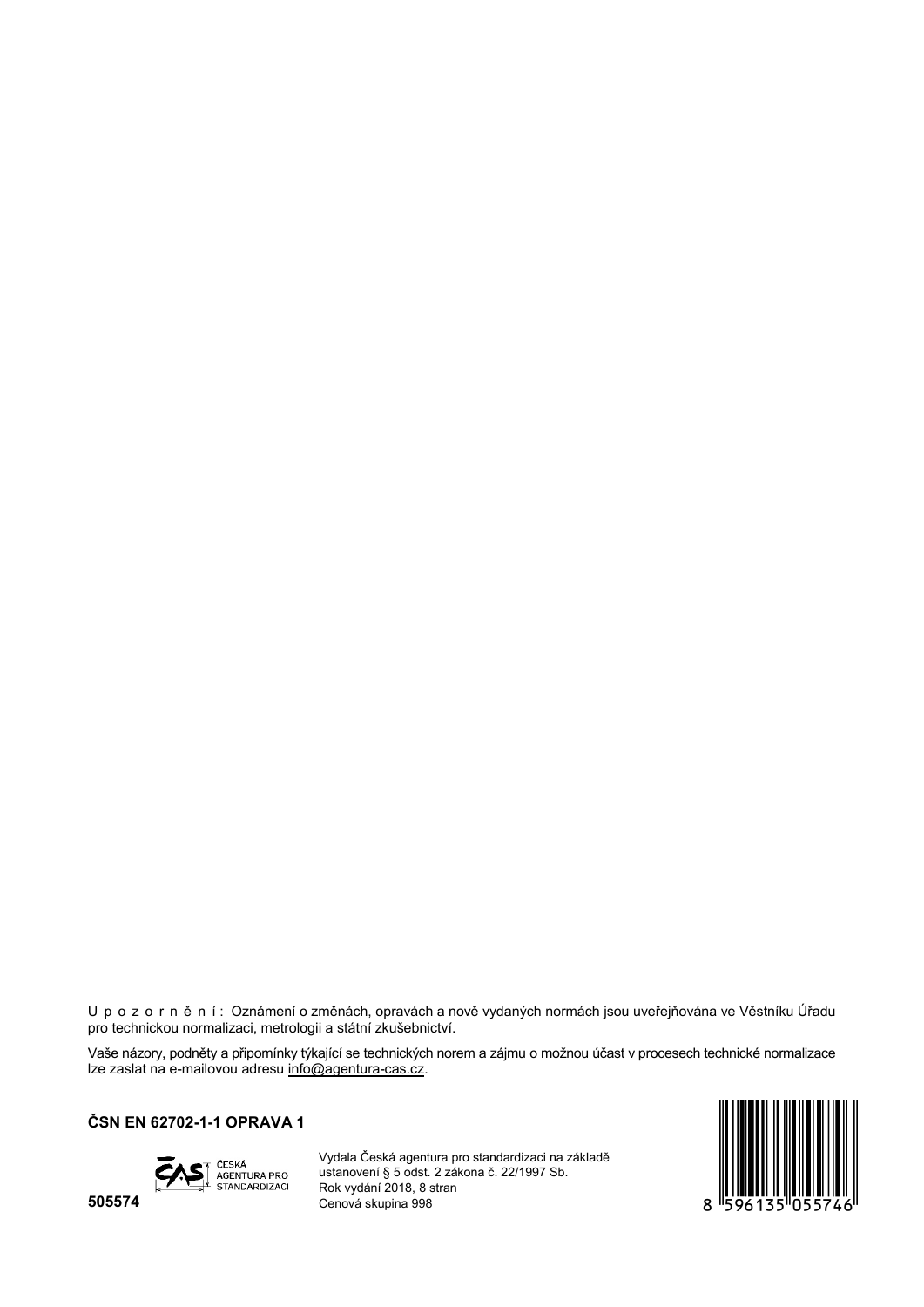U p o z o r n ě n í : Oznámení o změnách, opravách a nově vydaných normách jsou uveřejňována ve Věstníku Úřadu pro technickou normalizaci, metrologii a státní zkušebnictví.

Vaše názory, podněty a připomínky týkající se technických norem a zájmu o možnou účast v procesech technické normalizace lze zaslat na e-mailovou adresu info@agentura-cas.cz.

**ČSN EN 62702-1-1 OPRAVA 1**

ČESKÁ AGENTURA PRO STANDARDIZACI

**505574**

Vydala Česká agentura pro standardizaci na základě ustanovení § 5 odst. 2 zákona č. 22/1997 Sb.
Rok vydání 2018, 8 stran
Cenová skupina 998

8 596135 055746